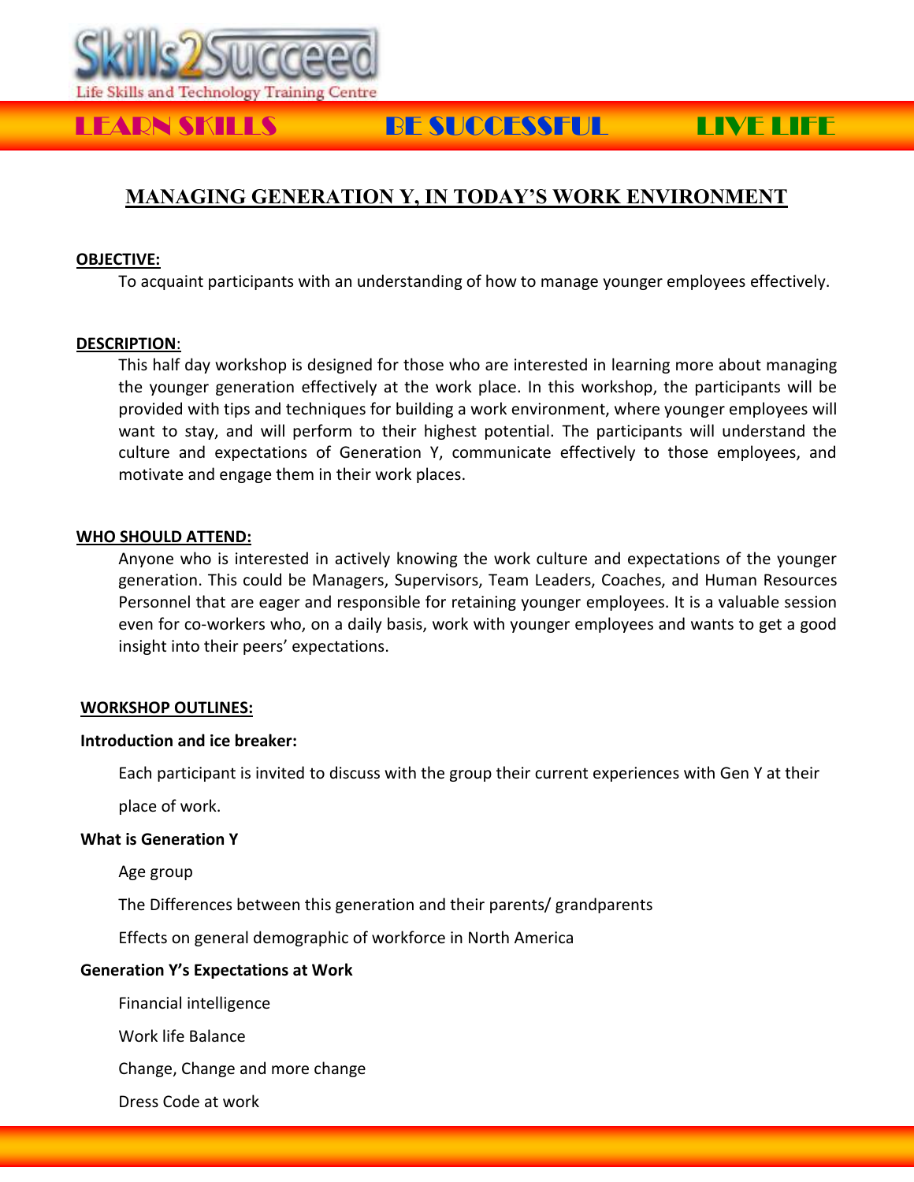Skills2Succeed

Life Skills and Technology Training Centre

LEARN SKILLS BE SUCCESSFUL LIVE LIFE

# MANAGING GENERATION Y, IN TODAY'S WORK ENVIRONMENT

**OBJECTIVE:**

To acquaint participants with an understanding of how to manage younger employees effectively.

**DESCRIPTION**:

This half day workshop is designed for those who are interested in learning more about managing the younger generation effectively at the work place. In this workshop, the participants will be provided with tips and techniques for building a work environment, where younger employees will want to stay, and will perform to their highest potential. The participants will understand the culture and expectations of Generation Y, communicate effectively to those employees, and motivate and engage them in their work places.

**WHO SHOULD ATTEND:**

Anyone who is interested in actively knowing the work culture and expectations of the younger generation. This could be Managers, Supervisors, Team Leaders, Coaches, and Human Resources Personnel that are eager and responsible for retaining younger employees. It is a valuable session even for co-workers who, on a daily basis, work with younger employees and wants to get a good insight into their peers' expectations.

**WORKSHOP OUTLINES:**

**Introduction and ice breaker:**

Each participant is invited to discuss with the group their current experiences with Gen Y at their place of work.

**What is Generation Y**

Age group

The Differences between this generation and their parents/ grandparents

Effects on general demographic of workforce in North America

**Generation Y's Expectations at Work**

Financial intelligence

Work life Balance

Change, Change and more change

Dress Code at work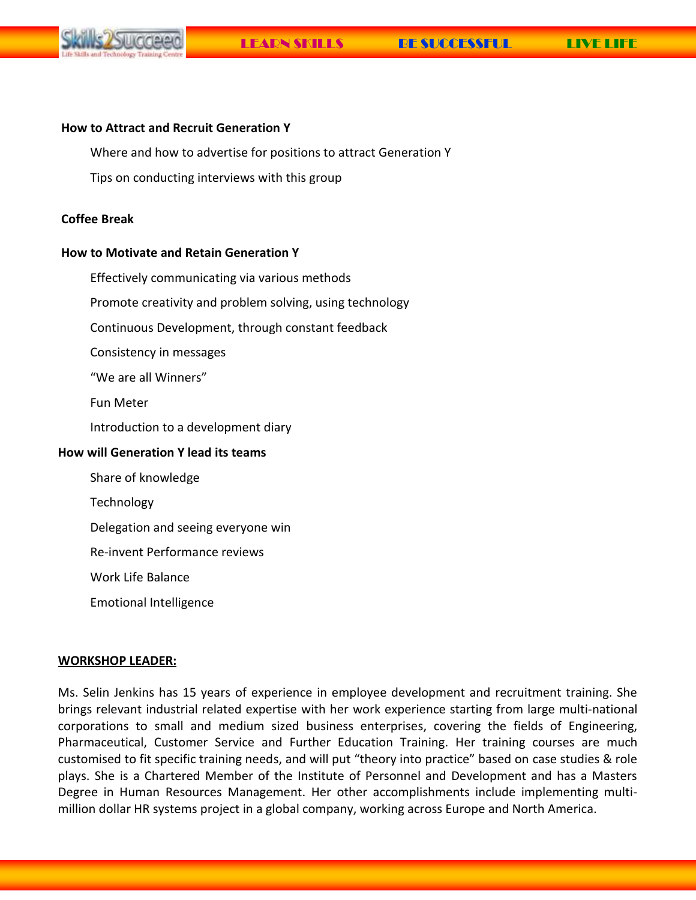**How to Attract and Recruit Generation Y**

- Where and how to advertise for positions to attract Generation Y
- Tips on conducting interviews with this group

**Coffee Break**

**How to Motivate and Retain Generation Y**

- Effectively communicating via various methods
- Promote creativity and problem solving, using technology
- Continuous Development, through constant feedback
- Consistency in messages
- “We are all Winners”
- Fun Meter
- Introduction to a development diary

**How will Generation Y lead its teams**

- Share of knowledge
- Technology
- Delegation and seeing everyone win
- Re-invent Performance reviews
- Work Life Balance
- Emotional Intelligence

**WORKSHOP LEADER:**

Ms. Selin Jenkins has 15 years of experience in employee development and recruitment training. She brings relevant industrial related expertise with her work experience starting from large multi-national corporations to small and medium sized business enterprises, covering the fields of Engineering, Pharmaceutical, Customer Service and Further Education Training. Her training courses are much customised to fit specific training needs, and will put “theory into practice” based on case studies & role plays. She is a Chartered Member of the Institute of Personnel and Development and has a Masters Degree in Human Resources Management. Her other accomplishments include implementing multi-million dollar HR systems project in a global company, working across Europe and North America.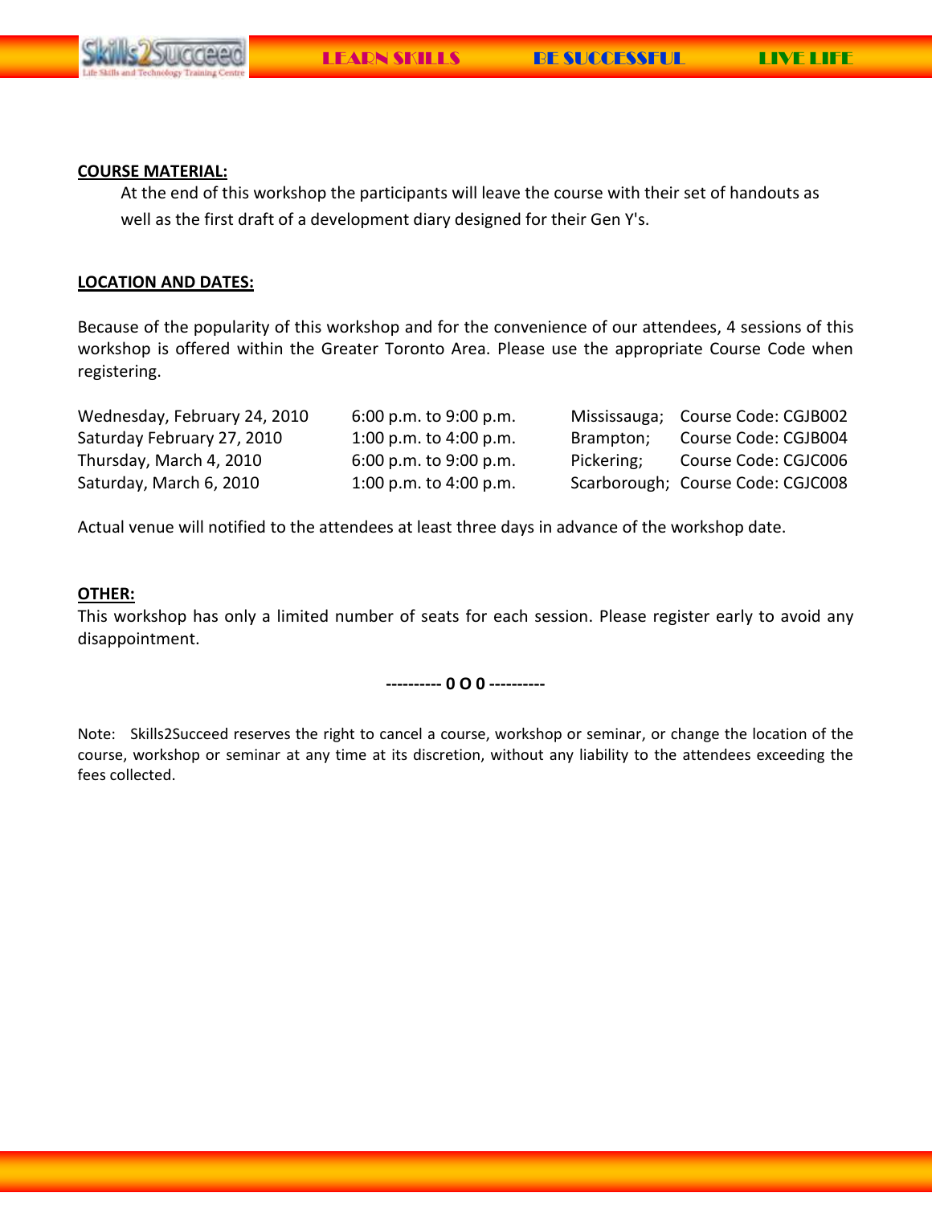**COURSE MATERIAL:**

At the end of this workshop the participants will leave the course with their set of handouts as well as the first draft of a development diary designed for their Gen Y's.

**LOCATION AND DATES:**

Because of the popularity of this workshop and for the convenience of our attendees, 4 sessions of this workshop is offered within the Greater Toronto Area. Please use the appropriate Course Code when registering.

| | | | |
|---|---|---|---|
| Wednesday, February 24, 2010 | 6:00 p.m. to 9:00 p.m. | Mississauga; | Course Code: CGJB002 |
| Saturday February 27, 2010 | 1:00 p.m. to 4:00 p.m. | Brampton; | Course Code: CGJB004 |
| Thursday, March 4, 2010 | 6:00 p.m. to 9:00 p.m. | Pickering; | Course Code: CGJC006 |
| Saturday, March 6, 2010 | 1:00 p.m. to 4:00 p.m. | Scarborough; | Course Code: CGJC008 |

Actual venue will notified to the attendees at least three days in advance of the workshop date.

**OTHER:**

This workshop has only a limited number of seats for each session. Please register early to avoid any disappointment.

**---------- 0 O 0 ----------**

Note: Skills2Succeed reserves the right to cancel a course, workshop or seminar, or change the location of the course, workshop or seminar at any time at its discretion, without any liability to the attendees exceeding the fees collected.